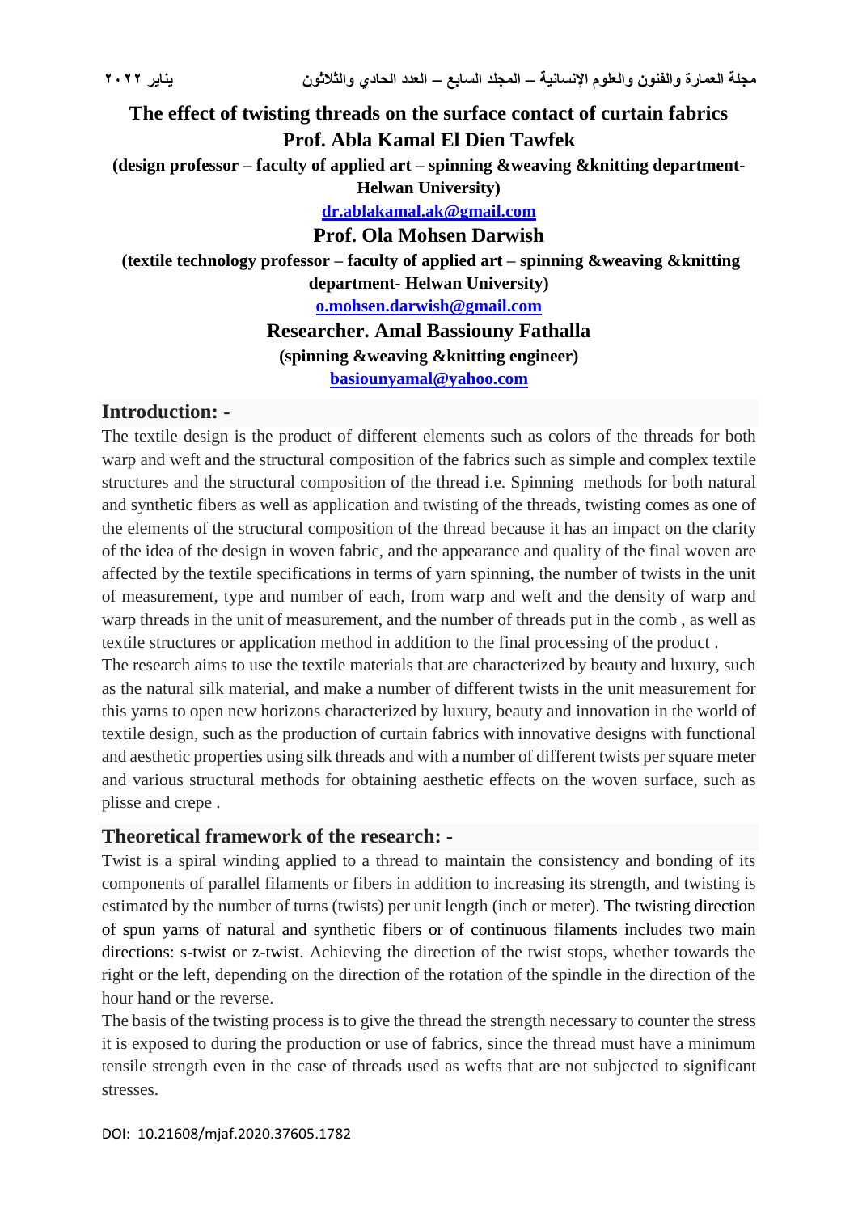# The effect of twisting threads on the surface contact of curtain fabrics

**Prof. Abla Kamal El Dien Tawfek**

**(design professor – faculty of applied art – spinning &weaving &knitting department- Helwan University)**

**dr.ablakamal.ak@gmail.com**

**Prof. Ola Mohsen Darwish**

**(textile technology professor – faculty of applied art – spinning &weaving &knitting department- Helwan University)**

**o.mohsen.darwish@gmail.com**

**Researcher. Amal Bassiouny Fathalla**

**(spinning &weaving &knitting engineer)**

**basiounyamal@yahoo.com**

## Introduction: -

The textile design is the product of different elements such as colors of the threads for both warp and weft and the structural composition of the fabrics such as simple and complex textile structures and the structural composition of the thread i.e. Spinning methods for both natural and synthetic fibers as well as application and twisting of the threads, twisting comes as one of the elements of the structural composition of the thread because it has an impact on the clarity of the idea of the design in woven fabric, and the appearance and quality of the final woven are affected by the textile specifications in terms of yarn spinning, the number of twists in the unit of measurement, type and number of each, from warp and weft and the density of warp and warp threads in the unit of measurement, and the number of threads put in the comb , as well as textile structures or application method in addition to the final processing of the product .

The research aims to use the textile materials that are characterized by beauty and luxury, such as the natural silk material, and make a number of different twists in the unit measurement for this yarns to open new horizons characterized by luxury, beauty and innovation in the world of textile design, such as the production of curtain fabrics with innovative designs with functional and aesthetic properties using silk threads and with a number of different twists per square meter and various structural methods for obtaining aesthetic effects on the woven surface, such as plisse and crepe .

## Theoretical framework of the research: -

Twist is a spiral winding applied to a thread to maintain the consistency and bonding of its components of parallel filaments or fibers in addition to increasing its strength, and twisting is estimated by the number of turns (twists) per unit length (inch or meter). The twisting direction of spun yarns of natural and synthetic fibers or of continuous filaments includes two main directions: s-twist or z-twist. Achieving the direction of the twist stops, whether towards the right or the left, depending on the direction of the rotation of the spindle in the direction of the hour hand or the reverse.

The basis of the twisting process is to give the thread the strength necessary to counter the stress it is exposed to during the production or use of fabrics, since the thread must have a minimum tensile strength even in the case of threads used as wefts that are not subjected to significant stresses.

DOI: 10.21608/mjaf.2020.37605.1782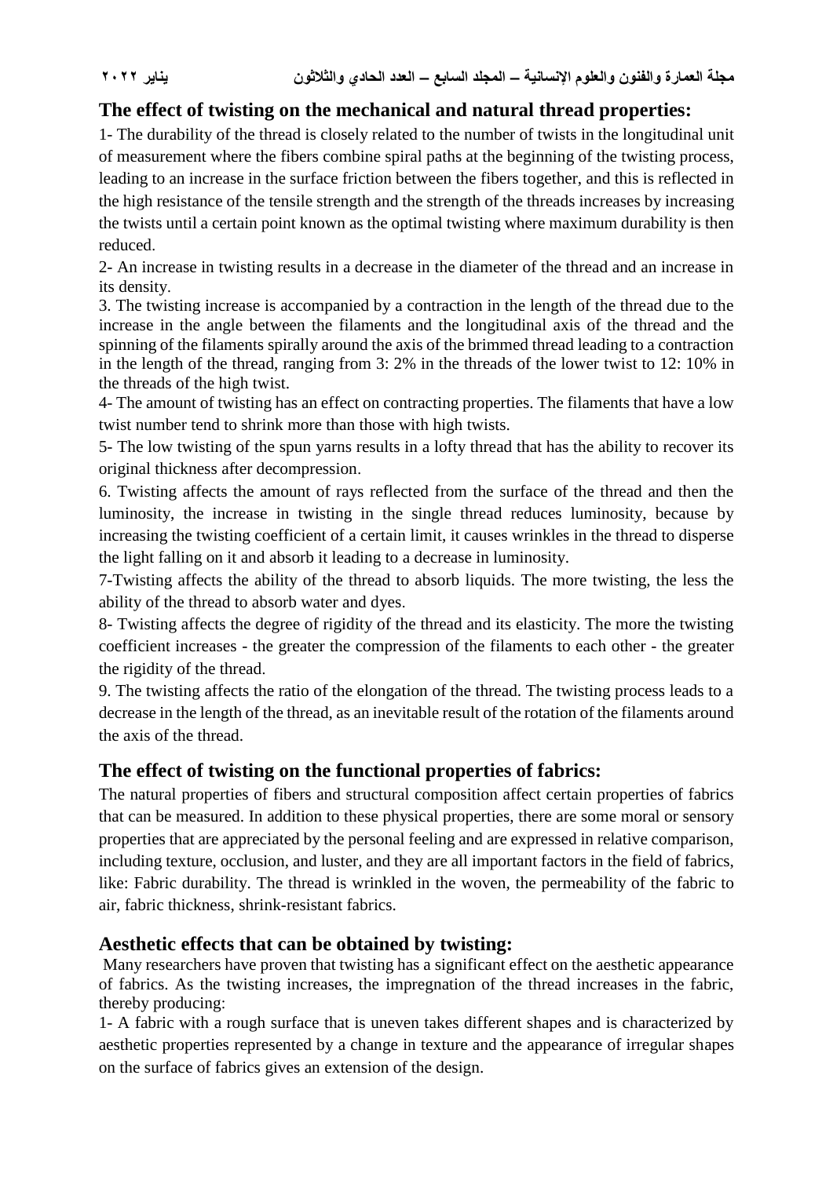## The effect of twisting on the mechanical and natural thread properties:

1- The durability of the thread is closely related to the number of twists in the longitudinal unit of measurement where the fibers combine spiral paths at the beginning of the twisting process, leading to an increase in the surface friction between the fibers together, and this is reflected in the high resistance of the tensile strength and the strength of the threads increases by increasing the twists until a certain point known as the optimal twisting where maximum durability is then reduced.

2- An increase in twisting results in a decrease in the diameter of the thread and an increase in its density.

3. The twisting increase is accompanied by a contraction in the length of the thread due to the increase in the angle between the filaments and the longitudinal axis of the thread and the spinning of the filaments spirally around the axis of the brimmed thread leading to a contraction in the length of the thread, ranging from 3: 2% in the threads of the lower twist to 12: 10% in the threads of the high twist.

4- The amount of twisting has an effect on contracting properties. The filaments that have a low twist number tend to shrink more than those with high twists.

5- The low twisting of the spun yarns results in a lofty thread that has the ability to recover its original thickness after decompression.

6. Twisting affects the amount of rays reflected from the surface of the thread and then the luminosity, the increase in twisting in the single thread reduces luminosity, because by increasing the twisting coefficient of a certain limit, it causes wrinkles in the thread to disperse the light falling on it and absorb it leading to a decrease in luminosity.

7-Twisting affects the ability of the thread to absorb liquids. The more twisting, the less the ability of the thread to absorb water and dyes.

8- Twisting affects the degree of rigidity of the thread and its elasticity. The more the twisting coefficient increases - the greater the compression of the filaments to each other - the greater the rigidity of the thread.

9. The twisting affects the ratio of the elongation of the thread. The twisting process leads to a decrease in the length of the thread, as an inevitable result of the rotation of the filaments around the axis of the thread.

## The effect of twisting on the functional properties of fabrics:

The natural properties of fibers and structural composition affect certain properties of fabrics that can be measured. In addition to these physical properties, there are some moral or sensory properties that are appreciated by the personal feeling and are expressed in relative comparison, including texture, occlusion, and luster, and they are all important factors in the field of fabrics, like: Fabric durability. The thread is wrinkled in the woven, the permeability of the fabric to air, fabric thickness, shrink-resistant fabrics.

## Aesthetic effects that can be obtained by twisting:

Many researchers have proven that twisting has a significant effect on the aesthetic appearance of fabrics. As the twisting increases, the impregnation of the thread increases in the fabric, thereby producing:

1- A fabric with a rough surface that is uneven takes different shapes and is characterized by aesthetic properties represented by a change in texture and the appearance of irregular shapes on the surface of fabrics gives an extension of the design.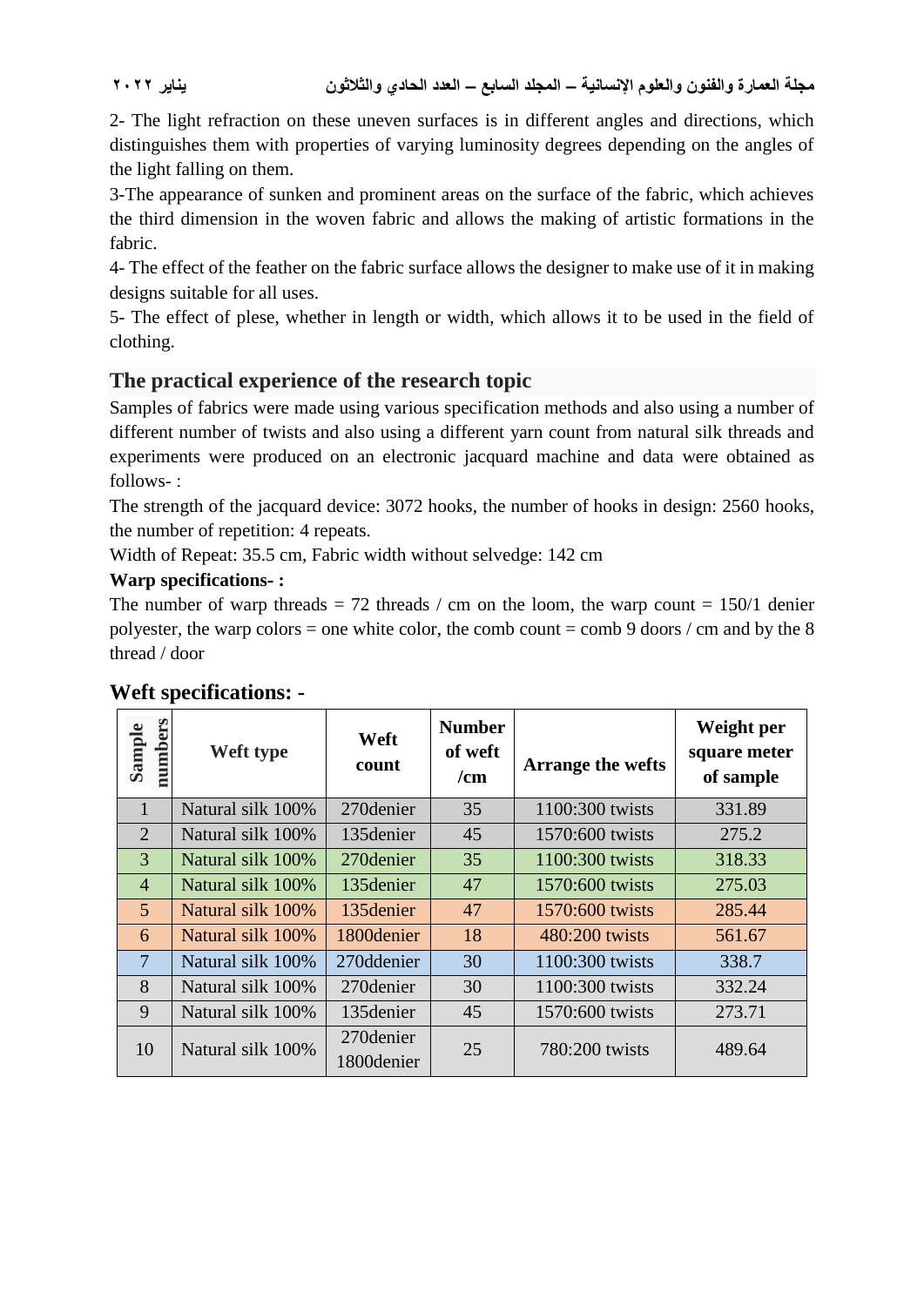2- The light refraction on these uneven surfaces is in different angles and directions, which distinguishes them with properties of varying luminosity degrees depending on the angles of the light falling on them.

3-The appearance of sunken and prominent areas on the surface of the fabric, which achieves the third dimension in the woven fabric and allows the making of artistic formations in the fabric.

4- The effect of the feather on the fabric surface allows the designer to make use of it in making designs suitable for all uses.

5- The effect of plese, whether in length or width, which allows it to be used in the field of clothing.

## The practical experience of the research topic

Samples of fabrics were made using various specification methods and also using a number of different number of twists and also using a different yarn count from natural silk threads and experiments were produced on an electronic jacquard machine and data were obtained as follows- :

The strength of the jacquard device: 3072 hooks, the number of hooks in design: 2560 hooks, the number of repetition: 4 repeats.

Width of Repeat: 35.5 cm, Fabric width without selvedge: 142 cm

**Warp specifications- :**

The number of warp threads = 72 threads / cm on the loom, the warp count = 150/1 denier polyester, the warp colors = one white color, the comb count = comb 9 doors / cm and by the 8 thread / door

### Weft specifications: -

| Sample numbers | Weft type | Weft count | Number of weft /cm | Arrange the wefts | Weight per square meter of sample |
|---|---|---|---|---|---|
| 1 | Natural silk 100% | 270denier | 35 | 1100:300 twists | 331.89 |
| 2 | Natural silk 100% | 135denier | 45 | 1570:600 twists | 275.2 |
| 3 | Natural silk 100% | 270denier | 35 | 1100:300 twists | 318.33 |
| 4 | Natural silk 100% | 135denier | 47 | 1570:600 twists | 275.03 |
| 5 | Natural silk 100% | 135denier | 47 | 1570:600 twists | 285.44 |
| 6 | Natural silk 100% | 1800denier | 18 | 480:200 twists | 561.67 |
| 7 | Natural silk 100% | 270ddenier | 30 | 1100:300 twists | 338.7 |
| 8 | Natural silk 100% | 270denier | 30 | 1100:300 twists | 332.24 |
| 9 | Natural silk 100% | 135denier | 45 | 1570:600 twists | 273.71 |
| 10 | Natural silk 100% | 270denier 1800denier | 25 | 780:200 twists | 489.64 |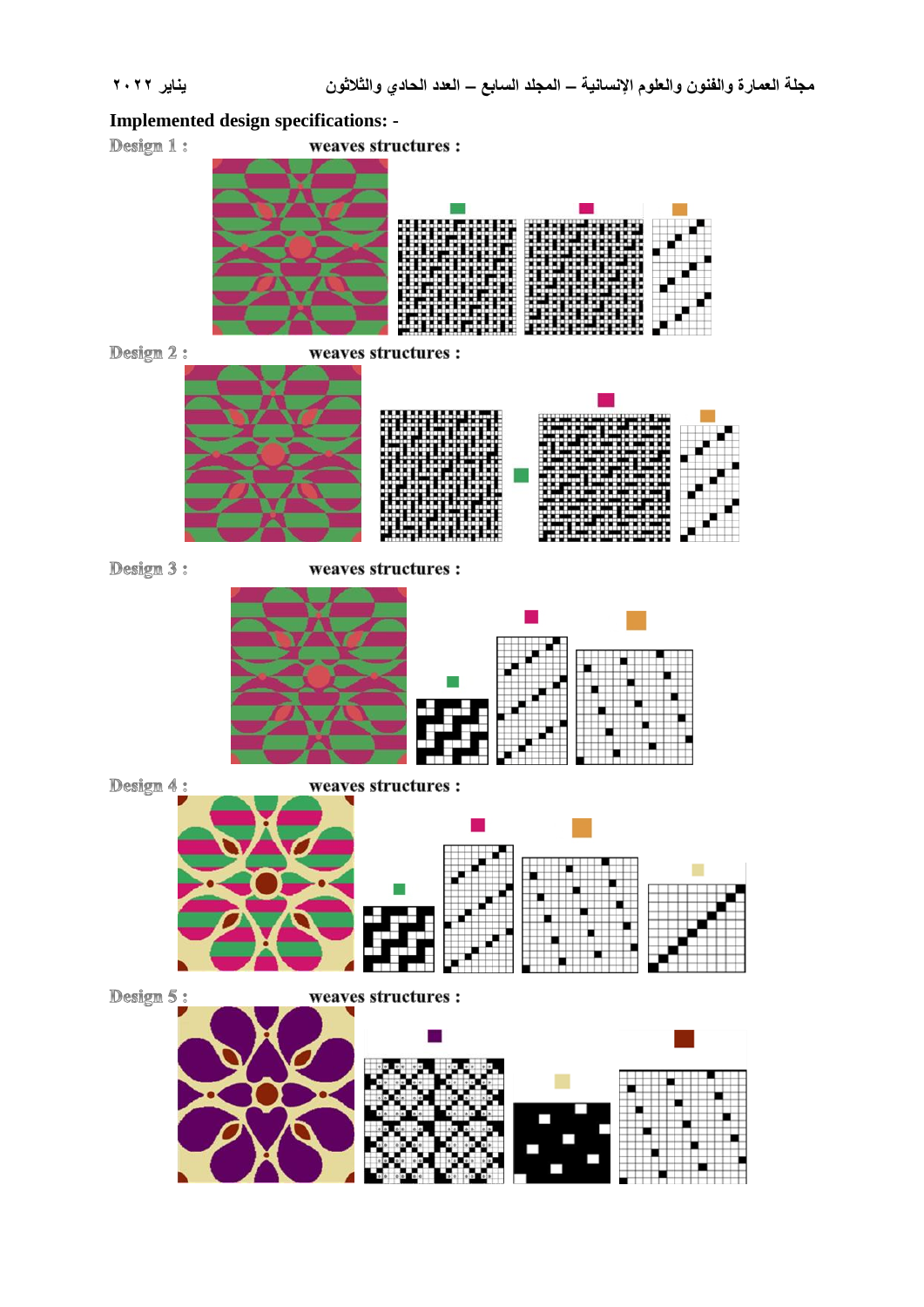**Implemented design specifications: -**

**Design 1 :** weaves structures :

**Design 2 :** weaves structures :

**Design 3 :** weaves structures :

**Design 4 :** weaves structures :

**Design 5 :** weaves structures :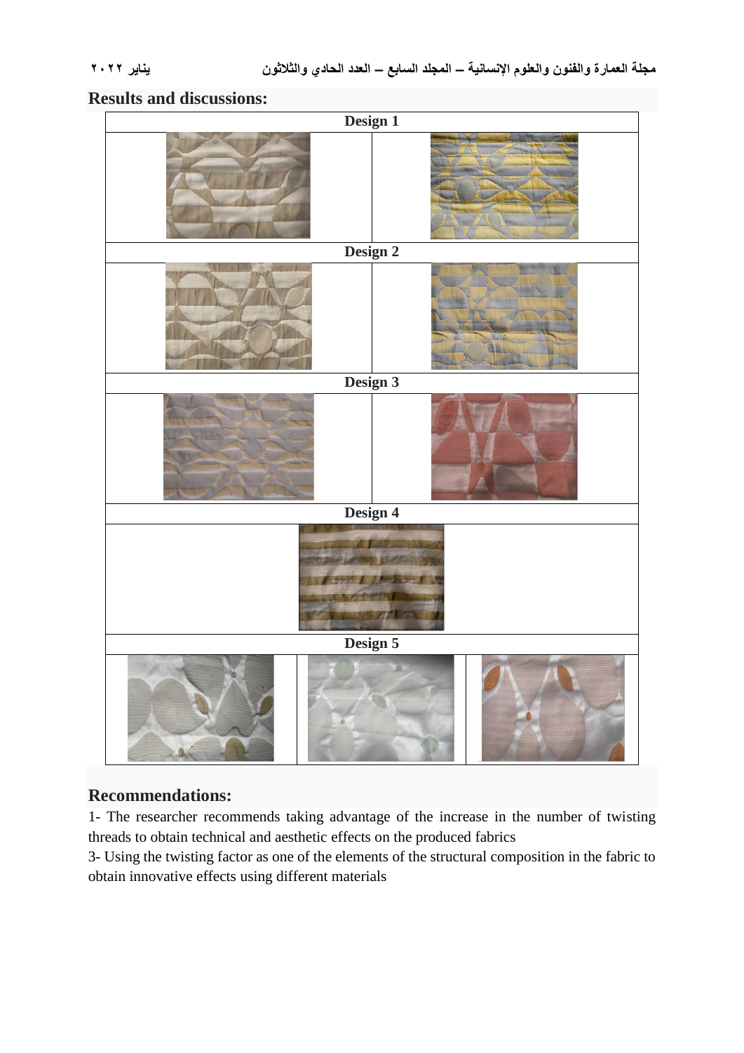## Results and discussions:

| Design 1 |
| --- |
| Design 2 |
| Design 3 |
| Design 4 |
| Design 5 |

## Recommendations:

1- The researcher recommends taking advantage of the increase in the number of twisting threads to obtain technical and aesthetic effects on the produced fabrics

3- Using the twisting factor as one of the elements of the structural composition in the fabric to obtain innovative effects using different materials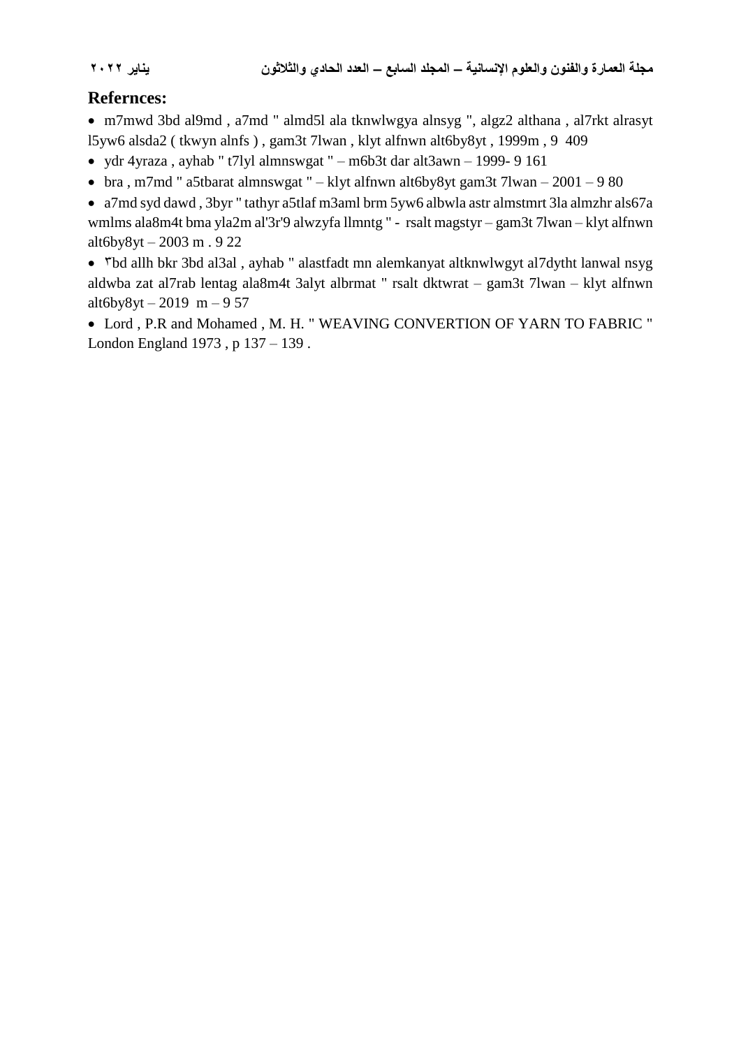## Refernces:

- m7mwd 3bd al9md , a7md " almd5l ala tknwlwgya alnsyg ", algz2 althana , al7rkt alrasyt l5yw6 alsda2 ( tkwyn alnfs ) , gam3t 7lwan , klyt alfnwn alt6by8yt , 1999m , 9 409
- ydr 4yraza , ayhab " t7lyl almnswgat " – m6b3t dar alt3awn – 1999- 9 161
- bra , m7md " a5tbarat almnswgat " – klyt alfnwn alt6by8yt gam3t 7lwan – 2001 – 9 80
- a7md syd dawd , 3byr " tathyr a5tlaf m3aml brm 5yw6 albwla astr almstmrt 3la almzhr als67a wmlms ala8m4t bma yla2m al'3r'9 alwzyfa llmntg " - rsalt magstyr – gam3t 7lwan – klyt alfnwn alt6by8yt – 2003 m . 9 22
- ٣bd allh bkr 3bd al3al , ayhab " alastfadt mn alemkanyat altknwlwgyt al7dytht lanwal nsyg aldwba zat al7rab lentag ala8m4t 3alyt albrmat " rsalt dktwrat – gam3t 7lwan – klyt alfnwn alt6by8yt – 2019 m – 9 57
- Lord , P.R and Mohamed , M. H. " WEAVING CONVERTION OF YARN TO FABRIC " London England 1973 , p 137 – 139 .